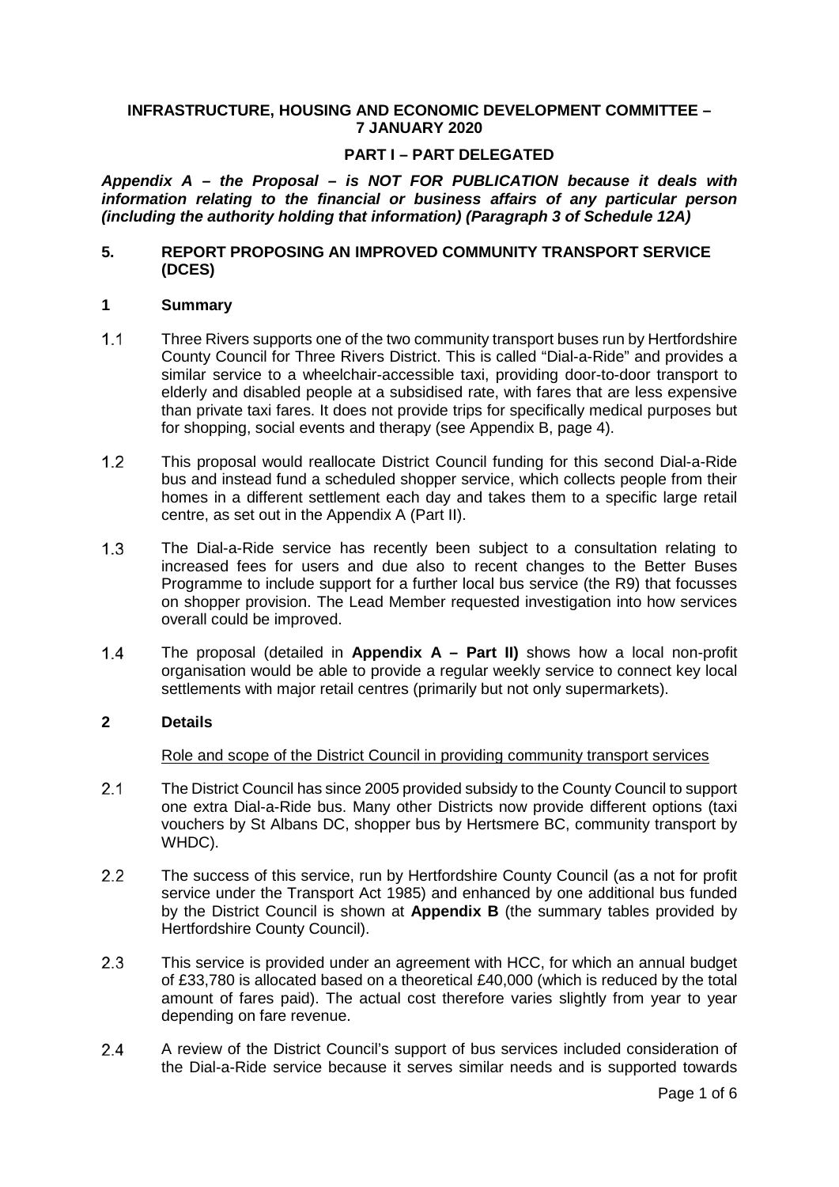**INFRASTRUCTURE, HOUSING AND ECONOMIC DEVELOPMENT COMMITTEE – 7 JANUARY 2020**

**PART I – PART DELEGATED**

***Appendix A – the Proposal – is NOT FOR PUBLICATION because it deals with information relating to the financial or business affairs of any particular person (including the authority holding that information) (Paragraph 3 of Schedule 12A)***

## 5. REPORT PROPOSING AN IMPROVED COMMUNITY TRANSPORT SERVICE (DCES)

### 1 Summary

1.1 Three Rivers supports one of the two community transport buses run by Hertfordshire County Council for Three Rivers District. This is called "Dial-a-Ride" and provides a similar service to a wheelchair-accessible taxi, providing door-to-door transport to elderly and disabled people at a subsidised rate, with fares that are less expensive than private taxi fares. It does not provide trips for specifically medical purposes but for shopping, social events and therapy (see Appendix B, page 4).

1.2 This proposal would reallocate District Council funding for this second Dial-a-Ride bus and instead fund a scheduled shopper service, which collects people from their homes in a different settlement each day and takes them to a specific large retail centre, as set out in the Appendix A (Part II).

1.3 The Dial-a-Ride service has recently been subject to a consultation relating to increased fees for users and due also to recent changes to the Better Buses Programme to include support for a further local bus service (the R9) that focusses on shopper provision. The Lead Member requested investigation into how services overall could be improved.

1.4 The proposal (detailed in **Appendix A – Part II)** shows how a local non-profit organisation would be able to provide a regular weekly service to connect key local settlements with major retail centres (primarily but not only supermarkets).

### 2 Details

Role and scope of the District Council in providing community transport services

2.1 The District Council has since 2005 provided subsidy to the County Council to support one extra Dial-a-Ride bus. Many other Districts now provide different options (taxi vouchers by St Albans DC, shopper bus by Hertsmere BC, community transport by WHDC).

2.2 The success of this service, run by Hertfordshire County Council (as a not for profit service under the Transport Act 1985) and enhanced by one additional bus funded by the District Council is shown at **Appendix B** (the summary tables provided by Hertfordshire County Council).

2.3 This service is provided under an agreement with HCC, for which an annual budget of £33,780 is allocated based on a theoretical £40,000 (which is reduced by the total amount of fares paid). The actual cost therefore varies slightly from year to year depending on fare revenue.

2.4 A review of the District Council's support of bus services included consideration of the Dial-a-Ride service because it serves similar needs and is supported towards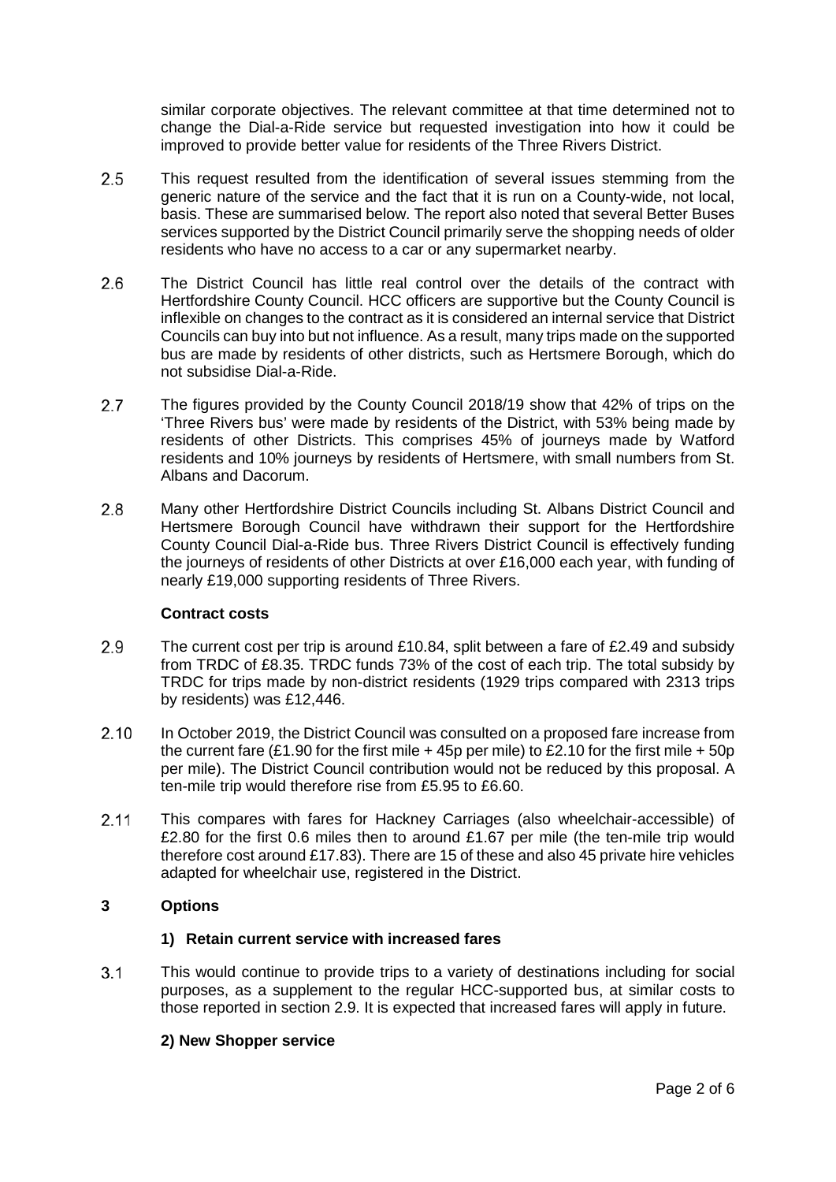similar corporate objectives. The relevant committee at that time determined not to change the Dial-a-Ride service but requested investigation into how it could be improved to provide better value for residents of the Three Rivers District.

2.5 This request resulted from the identification of several issues stemming from the generic nature of the service and the fact that it is run on a County-wide, not local, basis. These are summarised below. The report also noted that several Better Buses services supported by the District Council primarily serve the shopping needs of older residents who have no access to a car or any supermarket nearby.

2.6 The District Council has little real control over the details of the contract with Hertfordshire County Council. HCC officers are supportive but the County Council is inflexible on changes to the contract as it is considered an internal service that District Councils can buy into but not influence. As a result, many trips made on the supported bus are made by residents of other districts, such as Hertsmere Borough, which do not subsidise Dial-a-Ride.

2.7 The figures provided by the County Council 2018/19 show that 42% of trips on the 'Three Rivers bus' were made by residents of the District, with 53% being made by residents of other Districts. This comprises 45% of journeys made by Watford residents and 10% journeys by residents of Hertsmere, with small numbers from St. Albans and Dacorum.

2.8 Many other Hertfordshire District Councils including St. Albans District Council and Hertsmere Borough Council have withdrawn their support for the Hertfordshire County Council Dial-a-Ride bus. Three Rivers District Council is effectively funding the journeys of residents of other Districts at over £16,000 each year, with funding of nearly £19,000 supporting residents of Three Rivers.

**Contract costs**

2.9 The current cost per trip is around £10.84, split between a fare of £2.49 and subsidy from TRDC of £8.35. TRDC funds 73% of the cost of each trip. The total subsidy by TRDC for trips made by non-district residents (1929 trips compared with 2313 trips by residents) was £12,446.

2.10 In October 2019, the District Council was consulted on a proposed fare increase from the current fare (£1.90 for the first mile + 45p per mile) to £2.10 for the first mile + 50p per mile). The District Council contribution would not be reduced by this proposal. A ten-mile trip would therefore rise from £5.95 to £6.60.

2.11 This compares with fares for Hackney Carriages (also wheelchair-accessible) of £2.80 for the first 0.6 miles then to around £1.67 per mile (the ten-mile trip would therefore cost around £17.83). There are 15 of these and also 45 private hire vehicles adapted for wheelchair use, registered in the District.

## 3 Options

### 1) Retain current service with increased fares

3.1 This would continue to provide trips to a variety of destinations including for social purposes, as a supplement to the regular HCC-supported bus, at similar costs to those reported in section 2.9. It is expected that increased fares will apply in future.

### 2) New Shopper service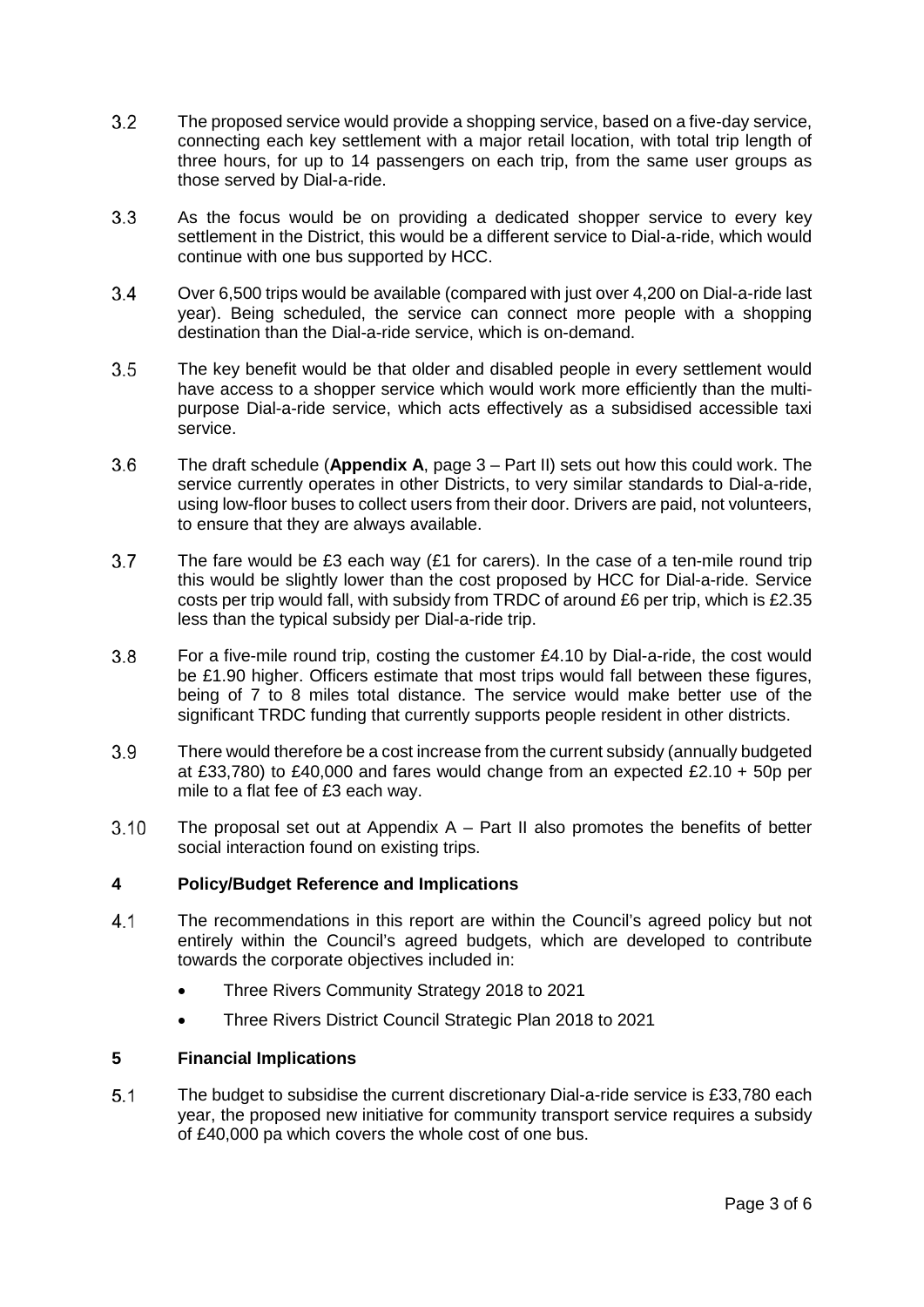3.2 The proposed service would provide a shopping service, based on a five-day service, connecting each key settlement with a major retail location, with total trip length of three hours, for up to 14 passengers on each trip, from the same user groups as those served by Dial-a-ride.

3.3 As the focus would be on providing a dedicated shopper service to every key settlement in the District, this would be a different service to Dial-a-ride, which would continue with one bus supported by HCC.

3.4 Over 6,500 trips would be available (compared with just over 4,200 on Dial-a-ride last year). Being scheduled, the service can connect more people with a shopping destination than the Dial-a-ride service, which is on-demand.

3.5 The key benefit would be that older and disabled people in every settlement would have access to a shopper service which would work more efficiently than the multi-purpose Dial-a-ride service, which acts effectively as a subsidised accessible taxi service.

3.6 The draft schedule (**Appendix A**, page 3 – Part II) sets out how this could work. The service currently operates in other Districts, to very similar standards to Dial-a-ride, using low-floor buses to collect users from their door. Drivers are paid, not volunteers, to ensure that they are always available.

3.7 The fare would be £3 each way (£1 for carers). In the case of a ten-mile round trip this would be slightly lower than the cost proposed by HCC for Dial-a-ride. Service costs per trip would fall, with subsidy from TRDC of around £6 per trip, which is £2.35 less than the typical subsidy per Dial-a-ride trip.

3.8 For a five-mile round trip, costing the customer £4.10 by Dial-a-ride, the cost would be £1.90 higher. Officers estimate that most trips would fall between these figures, being of 7 to 8 miles total distance. The service would make better use of the significant TRDC funding that currently supports people resident in other districts.

3.9 There would therefore be a cost increase from the current subsidy (annually budgeted at £33,780) to £40,000 and fares would change from an expected £2.10 + 50p per mile to a flat fee of £3 each way.

3.10 The proposal set out at Appendix A – Part II also promotes the benefits of better social interaction found on existing trips.

## 4 Policy/Budget Reference and Implications

4.1 The recommendations in this report are within the Council's agreed policy but not entirely within the Council's agreed budgets, which are developed to contribute towards the corporate objectives included in:

- Three Rivers Community Strategy 2018 to 2021
- Three Rivers District Council Strategic Plan 2018 to 2021

## 5 Financial Implications

5.1 The budget to subsidise the current discretionary Dial-a-ride service is £33,780 each year, the proposed new initiative for community transport service requires a subsidy of £40,000 pa which covers the whole cost of one bus.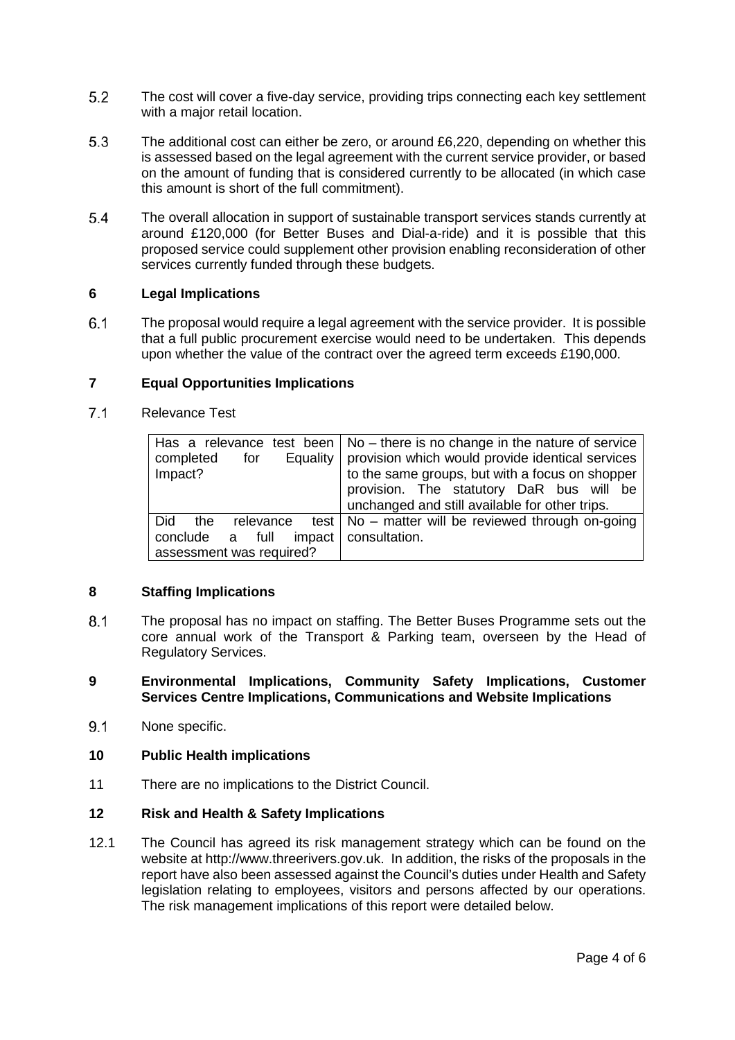5.2 The cost will cover a five-day service, providing trips connecting each key settlement with a major retail location.

5.3 The additional cost can either be zero, or around £6,220, depending on whether this is assessed based on the legal agreement with the current service provider, or based on the amount of funding that is considered currently to be allocated (in which case this amount is short of the full commitment).

5.4 The overall allocation in support of sustainable transport services stands currently at around £120,000 (for Better Buses and Dial-a-ride) and it is possible that this proposed service could supplement other provision enabling reconsideration of other services currently funded through these budgets.

## 6 Legal Implications

6.1 The proposal would require a legal agreement with the service provider. It is possible that a full public procurement exercise would need to be undertaken. This depends upon whether the value of the contract over the agreed term exceeds £190,000.

## 7 Equal Opportunities Implications

7.1 Relevance Test

| | |
|---|---|
| Has a relevance test been completed for Equality Impact? | No – there is no change in the nature of service provision which would provide identical services to the same groups, but with a focus on shopper provision. The statutory DaR bus will be unchanged and still available for other trips. |
| Did the relevance test conclude a full impact assessment was required? | No – matter will be reviewed through on-going consultation. |

## 8 Staffing Implications

8.1 The proposal has no impact on staffing. The Better Buses Programme sets out the core annual work of the Transport & Parking team, overseen by the Head of Regulatory Services.

## 9 Environmental Implications, Community Safety Implications, Customer Services Centre Implications, Communications and Website Implications

9.1 None specific.

## 10 Public Health implications

11 There are no implications to the District Council.

## 12 Risk and Health & Safety Implications

12.1 The Council has agreed its risk management strategy which can be found on the website at http://www.threerivers.gov.uk. In addition, the risks of the proposals in the report have also been assessed against the Council's duties under Health and Safety legislation relating to employees, visitors and persons affected by our operations. The risk management implications of this report were detailed below.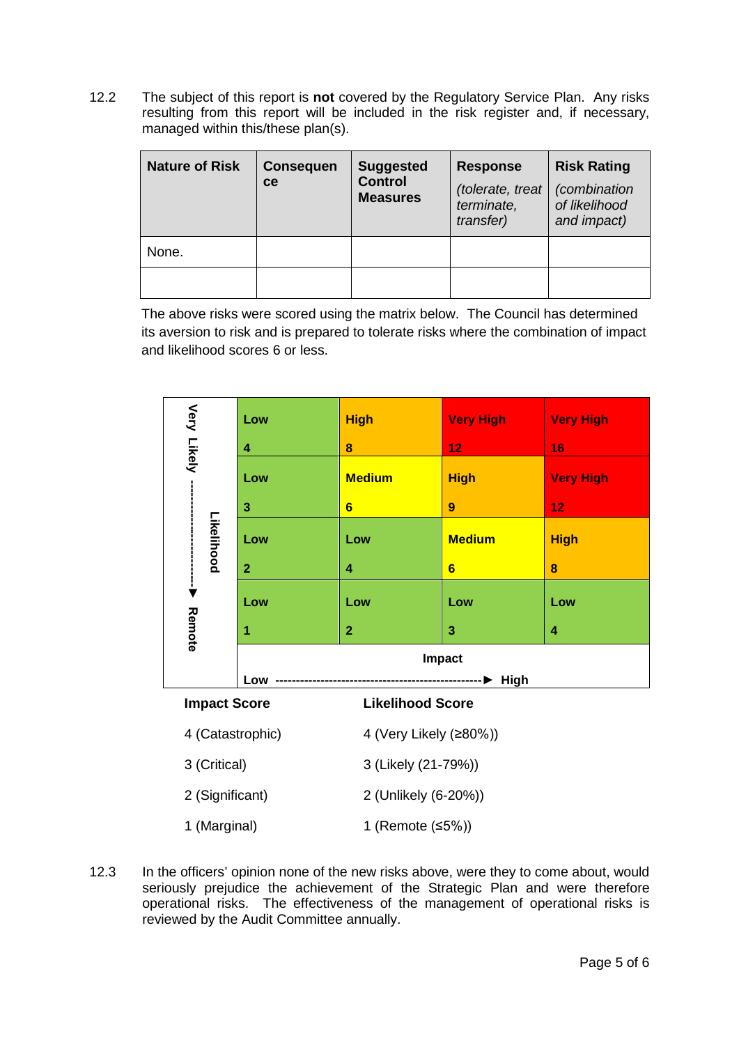12.2 The subject of this report is **not** covered by the Regulatory Service Plan. Any risks resulting from this report will be included in the risk register and, if necessary, managed within this/these plan(s).

| **Nature of Risk** | **Consequence** | **Suggested Control Measures** | **Response** *(tolerate, treat terminate, transfer)* | **Risk Rating** *(combination of likelihood and impact)* |
|---|---|---|---|---|
| None. | | | | |
| | | | | |

The above risks were scored using the matrix below. The Council has determined its aversion to risk and is prepared to tolerate risks where the combination of impact and likelihood scores 6 or less.

| Likelihood (Very Likely → Remote) | Impact: Low → | | | → High |
|---|---|---|---|---|
| Very Likely | Low 4 | High 8 | Very High 12 | Very High 16 |
| | Low 3 | Medium 6 | High 9 | Very High 12 |
| | Low 2 | Low 4 | Medium 6 | High 8 |
| Remote | Low 1 | Low 2 | Low 3 | Low 4 |

| **Impact Score** | **Likelihood Score** |
|---|---|
| 4 (Catastrophic) | 4 (Very Likely (≥80%)) |
| 3 (Critical) | 3 (Likely (21-79%)) |
| 2 (Significant) | 2 (Unlikely (6-20%)) |
| 1 (Marginal) | 1 (Remote (≤5%)) |

12.3 In the officers' opinion none of the new risks above, were they to come about, would seriously prejudice the achievement of the Strategic Plan and were therefore operational risks. The effectiveness of the management of operational risks is reviewed by the Audit Committee annually.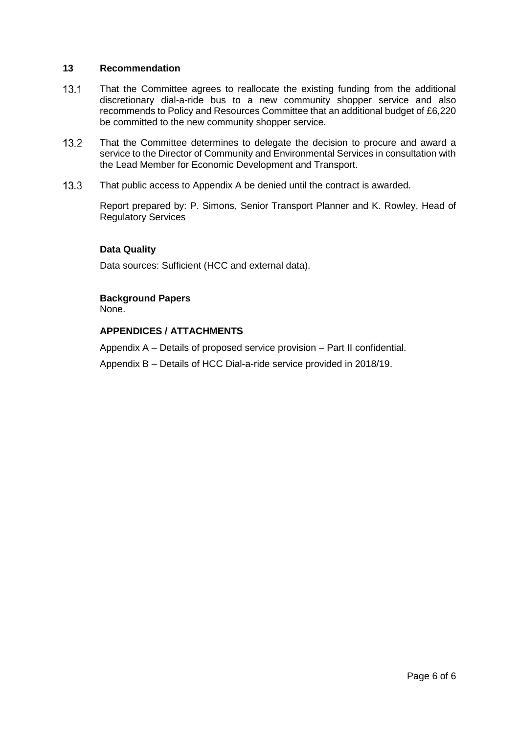## 13 Recommendation

13.1 That the Committee agrees to reallocate the existing funding from the additional discretionary dial-a-ride bus to a new community shopper service and also recommends to Policy and Resources Committee that an additional budget of £6,220 be committed to the new community shopper service.

13.2 That the Committee determines to delegate the decision to procure and award a service to the Director of Community and Environmental Services in consultation with the Lead Member for Economic Development and Transport.

13.3 That public access to Appendix A be denied until the contract is awarded.

Report prepared by: P. Simons, Senior Transport Planner and K. Rowley, Head of Regulatory Services

**Data Quality**

Data sources: Sufficient (HCC and external data).

**Background Papers**
None.

**APPENDICES / ATTACHMENTS**

Appendix A – Details of proposed service provision – Part II confidential.

Appendix B – Details of HCC Dial-a-ride service provided in 2018/19.